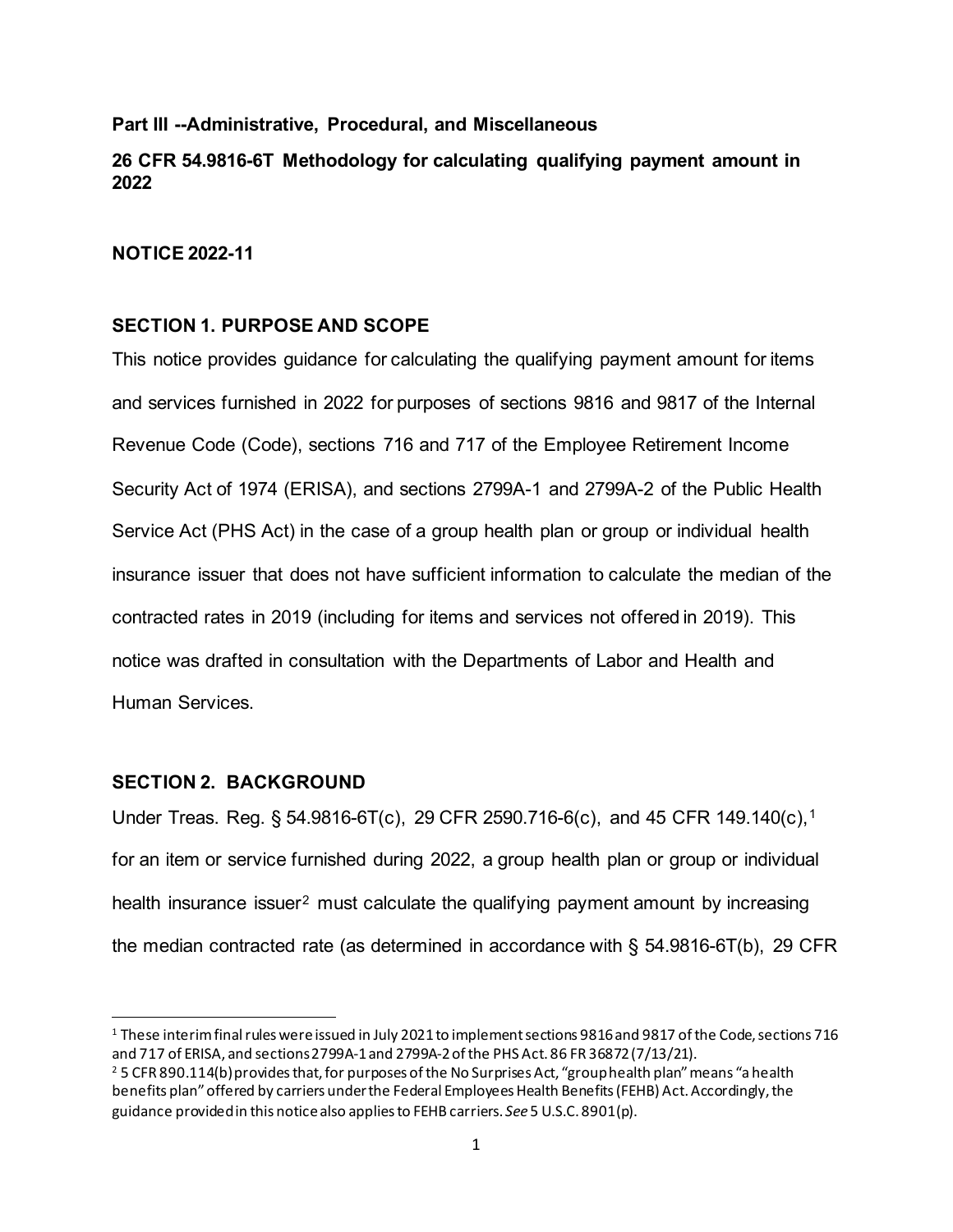**Part III --Administrative, Procedural, and Miscellaneous**

**26 CFR 54.9816-6T Methodology for calculating qualifying payment amount in 2022**

**NOTICE 2022-11**

## SECTION 1. PURPOSE AND SCOPE

This notice provides guidance for calculating the qualifying payment amount for items and services furnished in 2022 for purposes of sections 9816 and 9817 of the Internal Revenue Code (Code), sections 716 and 717 of the Employee Retirement Income Security Act of 1974 (ERISA), and sections 2799A-1 and 2799A-2 of the Public Health Service Act (PHS Act) in the case of a group health plan or group or individual health insurance issuer that does not have sufficient information to calculate the median of the contracted rates in 2019 (including for items and services not offered in 2019). This notice was drafted in consultation with the Departments of Labor and Health and Human Services.

## SECTION 2. BACKGROUND

Under Treas. Reg. § 54.9816-6T(c), 29 CFR 2590.716-6(c), and 45 CFR 149.140(c),[1] for an item or service furnished during 2022, a group health plan or group or individual health insurance issuer[2] must calculate the qualifying payment amount by increasing the median contracted rate (as determined in accordance with § 54.9816-6T(b), 29 CFR

[1] These interim final rules were issued in July 2021 to implement sections 9816 and 9817 of the Code, sections 716 and 717 of ERISA, and sections 2799A-1 and 2799A-2 of the PHS Act. 86 FR 36872 (7/13/21).

[2] 5 CFR 890.114(b) provides that, for purposes of the No Surprises Act, "group health plan" means "a health benefits plan" offered by carriers under the Federal Employees Health Benefits (FEHB) Act. Accordingly, the guidance provided in this notice also applies to FEHB carriers. *See* 5 U.S.C. 8901(p).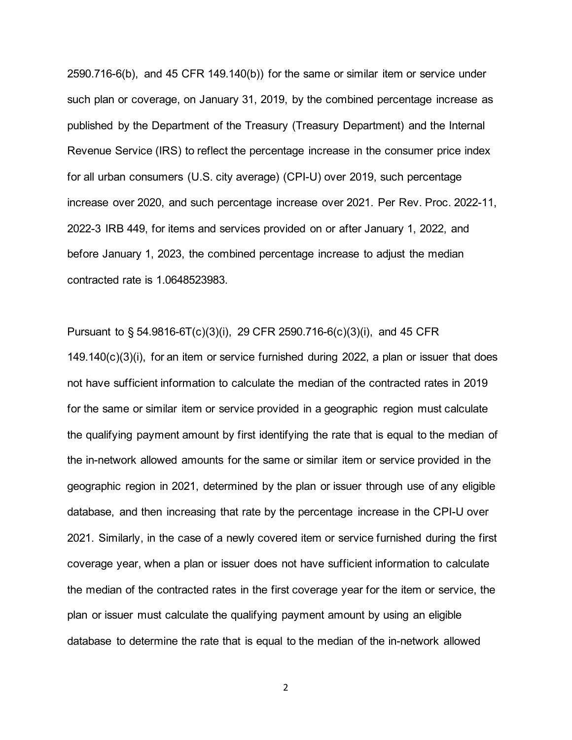2590.716-6(b), and 45 CFR 149.140(b)) for the same or similar item or service under such plan or coverage, on January 31, 2019, by the combined percentage increase as published by the Department of the Treasury (Treasury Department) and the Internal Revenue Service (IRS) to reflect the percentage increase in the consumer price index for all urban consumers (U.S. city average) (CPI-U) over 2019, such percentage increase over 2020, and such percentage increase over 2021. Per Rev. Proc. 2022-11, 2022-3 IRB 449, for items and services provided on or after January 1, 2022, and before January 1, 2023, the combined percentage increase to adjust the median contracted rate is 1.0648523983.

Pursuant to § 54.9816-6T(c)(3)(i), 29 CFR 2590.716-6(c)(3)(i), and 45 CFR 149.140(c)(3)(i), for an item or service furnished during 2022, a plan or issuer that does not have sufficient information to calculate the median of the contracted rates in 2019 for the same or similar item or service provided in a geographic region must calculate the qualifying payment amount by first identifying the rate that is equal to the median of the in-network allowed amounts for the same or similar item or service provided in the geographic region in 2021, determined by the plan or issuer through use of any eligible database, and then increasing that rate by the percentage increase in the CPI-U over 2021. Similarly, in the case of a newly covered item or service furnished during the first coverage year, when a plan or issuer does not have sufficient information to calculate the median of the contracted rates in the first coverage year for the item or service, the plan or issuer must calculate the qualifying payment amount by using an eligible database to determine the rate that is equal to the median of the in-network allowed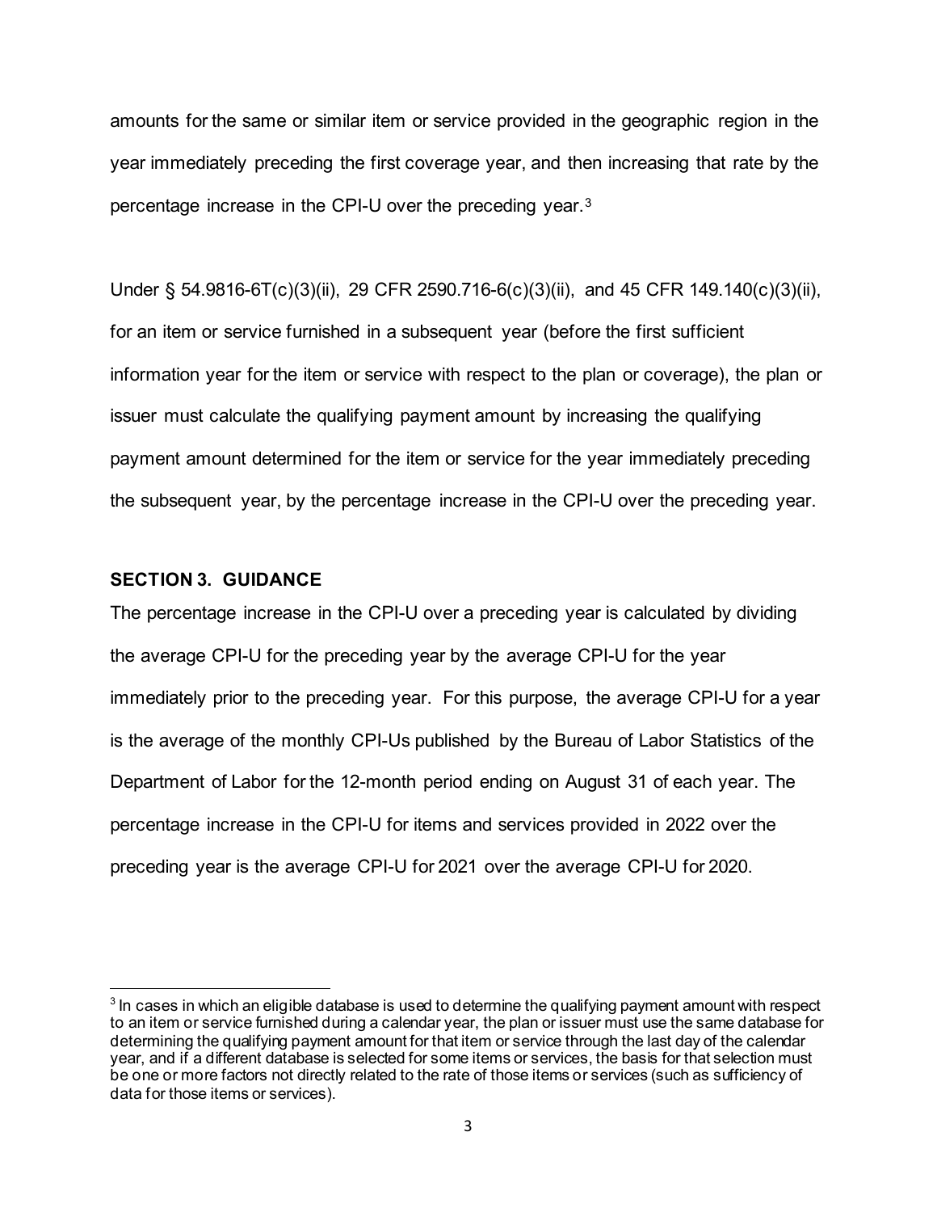amounts for the same or similar item or service provided in the geographic region in the year immediately preceding the first coverage year, and then increasing that rate by the percentage increase in the CPI-U over the preceding year.[3]

Under § 54.9816-6T(c)(3)(ii), 29 CFR 2590.716-6(c)(3)(ii), and 45 CFR 149.140(c)(3)(ii), for an item or service furnished in a subsequent year (before the first sufficient information year for the item or service with respect to the plan or coverage), the plan or issuer must calculate the qualifying payment amount by increasing the qualifying payment amount determined for the item or service for the year immediately preceding the subsequent year, by the percentage increase in the CPI-U over the preceding year.

## SECTION 3. GUIDANCE

The percentage increase in the CPI-U over a preceding year is calculated by dividing the average CPI-U for the preceding year by the average CPI-U for the year immediately prior to the preceding year. For this purpose, the average CPI-U for a year is the average of the monthly CPI-Us published by the Bureau of Labor Statistics of the Department of Labor for the 12-month period ending on August 31 of each year. The percentage increase in the CPI-U for items and services provided in 2022 over the preceding year is the average CPI-U for 2021 over the average CPI-U for 2020.

---

[3] In cases in which an eligible database is used to determine the qualifying payment amount with respect to an item or service furnished during a calendar year, the plan or issuer must use the same database for determining the qualifying payment amount for that item or service through the last day of the calendar year, and if a different database is selected for some items or services, the basis for that selection must be one or more factors not directly related to the rate of those items or services (such as sufficiency of data for those items or services).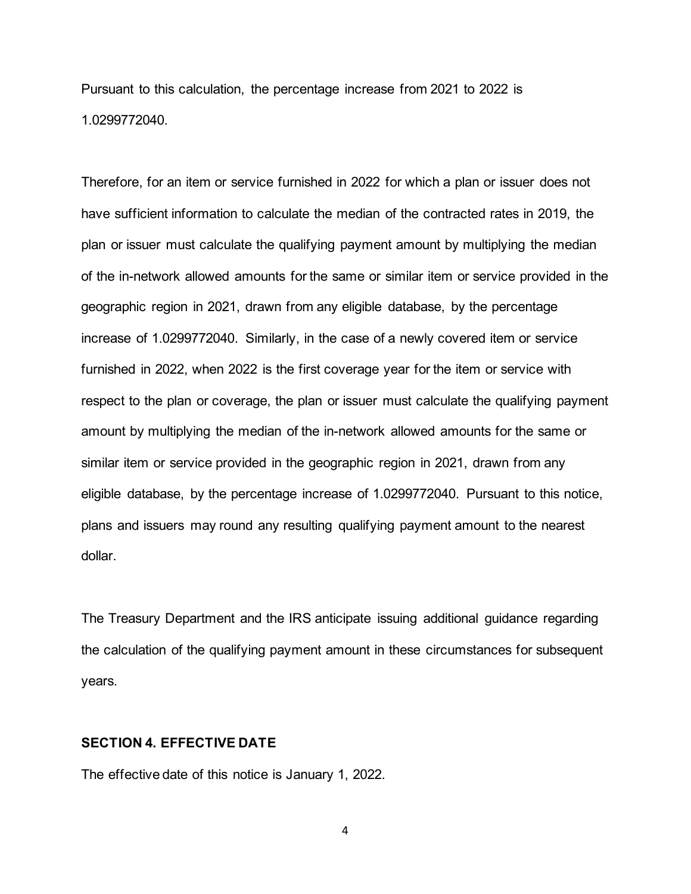Pursuant to this calculation, the percentage increase from 2021 to 2022 is 1.0299772040.

Therefore, for an item or service furnished in 2022 for which a plan or issuer does not have sufficient information to calculate the median of the contracted rates in 2019, the plan or issuer must calculate the qualifying payment amount by multiplying the median of the in-network allowed amounts for the same or similar item or service provided in the geographic region in 2021, drawn from any eligible database, by the percentage increase of 1.0299772040. Similarly, in the case of a newly covered item or service furnished in 2022, when 2022 is the first coverage year for the item or service with respect to the plan or coverage, the plan or issuer must calculate the qualifying payment amount by multiplying the median of the in-network allowed amounts for the same or similar item or service provided in the geographic region in 2021, drawn from any eligible database, by the percentage increase of 1.0299772040. Pursuant to this notice, plans and issuers may round any resulting qualifying payment amount to the nearest dollar.

The Treasury Department and the IRS anticipate issuing additional guidance regarding the calculation of the qualifying payment amount in these circumstances for subsequent years.

## SECTION 4. EFFECTIVE DATE

The effective date of this notice is January 1, 2022.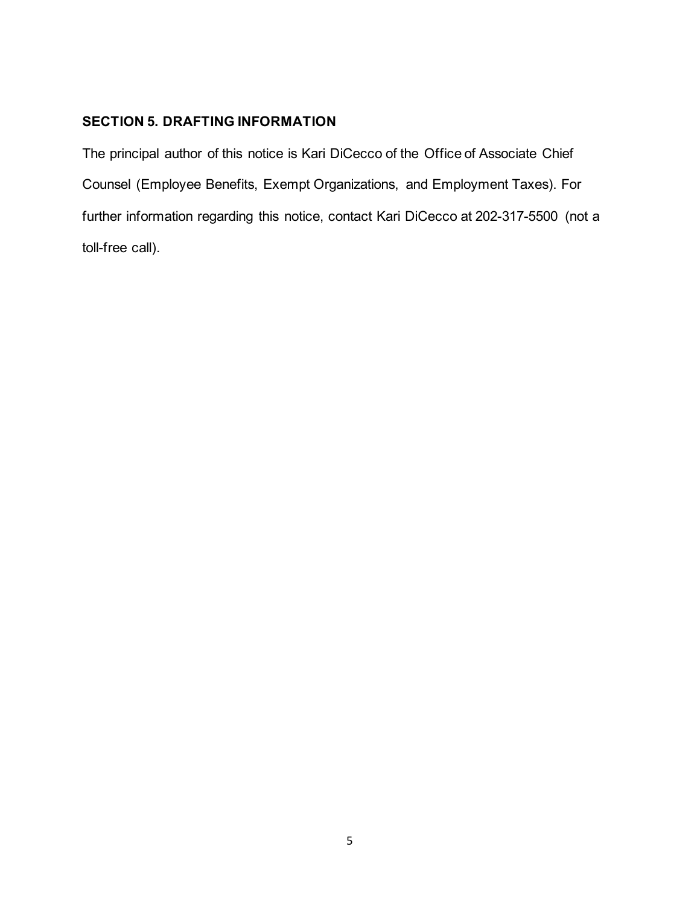## SECTION 5. DRAFTING INFORMATION

The principal author of this notice is Kari DiCecco of the Office of Associate Chief Counsel (Employee Benefits, Exempt Organizations, and Employment Taxes). For further information regarding this notice, contact Kari DiCecco at 202-317-5500 (not a toll-free call).